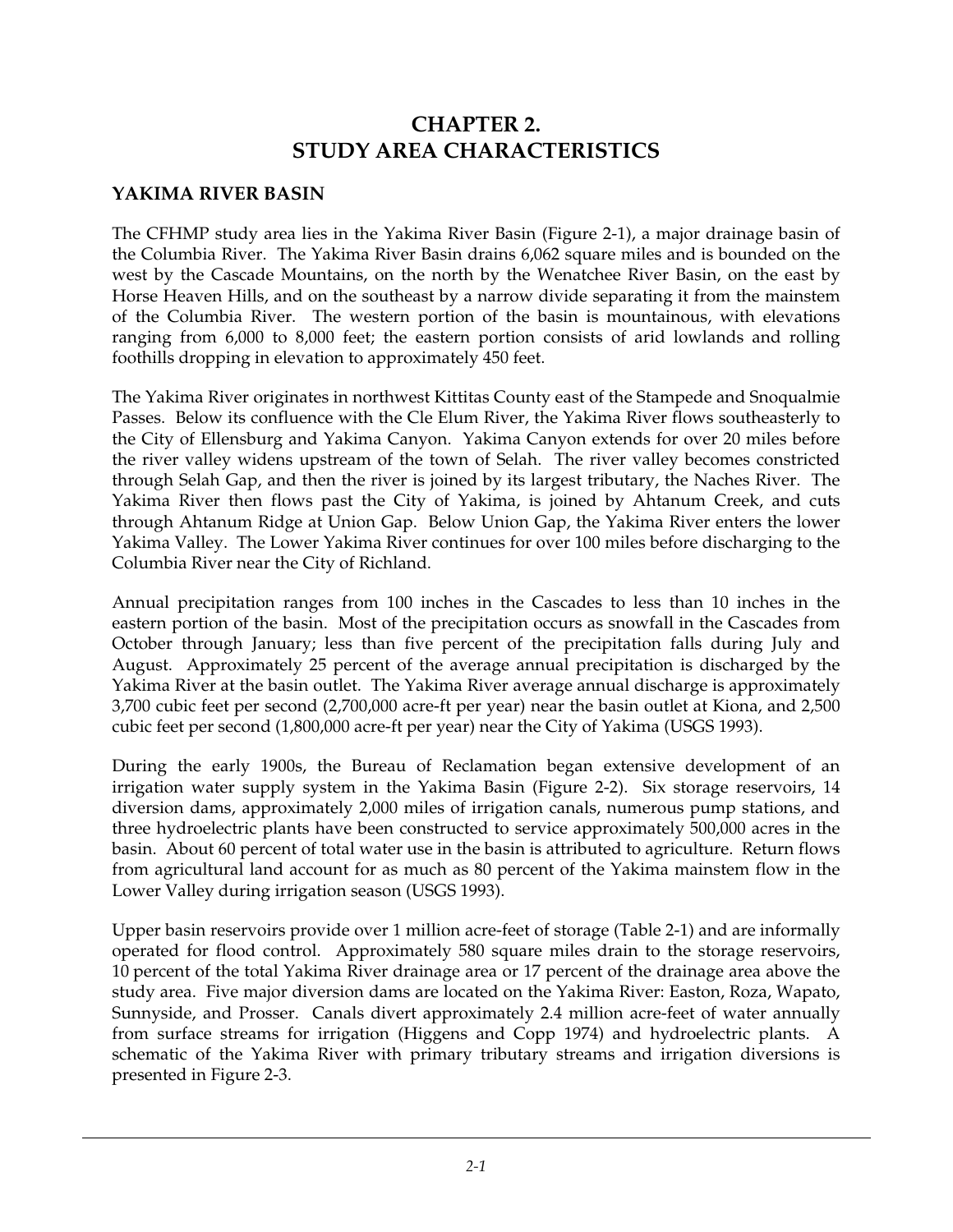# CHAPTER 2.
# STUDY AREA CHARACTERISTICS

## YAKIMA RIVER BASIN

The CFHMP study area lies in the Yakima River Basin (Figure 2-1), a major drainage basin of the Columbia River. The Yakima River Basin drains 6,062 square miles and is bounded on the west by the Cascade Mountains, on the north by the Wenatchee River Basin, on the east by Horse Heaven Hills, and on the southeast by a narrow divide separating it from the mainstem of the Columbia River. The western portion of the basin is mountainous, with elevations ranging from 6,000 to 8,000 feet; the eastern portion consists of arid lowlands and rolling foothills dropping in elevation to approximately 450 feet.

The Yakima River originates in northwest Kittitas County east of the Stampede and Snoqualmie Passes. Below its confluence with the Cle Elum River, the Yakima River flows southeasterly to the City of Ellensburg and Yakima Canyon. Yakima Canyon extends for over 20 miles before the river valley widens upstream of the town of Selah. The river valley becomes constricted through Selah Gap, and then the river is joined by its largest tributary, the Naches River. The Yakima River then flows past the City of Yakima, is joined by Ahtanum Creek, and cuts through Ahtanum Ridge at Union Gap. Below Union Gap, the Yakima River enters the lower Yakima Valley. The Lower Yakima River continues for over 100 miles before discharging to the Columbia River near the City of Richland.

Annual precipitation ranges from 100 inches in the Cascades to less than 10 inches in the eastern portion of the basin. Most of the precipitation occurs as snowfall in the Cascades from October through January; less than five percent of the precipitation falls during July and August. Approximately 25 percent of the average annual precipitation is discharged by the Yakima River at the basin outlet. The Yakima River average annual discharge is approximately 3,700 cubic feet per second (2,700,000 acre-ft per year) near the basin outlet at Kiona, and 2,500 cubic feet per second (1,800,000 acre-ft per year) near the City of Yakima (USGS 1993).

During the early 1900s, the Bureau of Reclamation began extensive development of an irrigation water supply system in the Yakima Basin (Figure 2-2). Six storage reservoirs, 14 diversion dams, approximately 2,000 miles of irrigation canals, numerous pump stations, and three hydroelectric plants have been constructed to service approximately 500,000 acres in the basin. About 60 percent of total water use in the basin is attributed to agriculture. Return flows from agricultural land account for as much as 80 percent of the Yakima mainstem flow in the Lower Valley during irrigation season (USGS 1993).

Upper basin reservoirs provide over 1 million acre-feet of storage (Table 2-1) and are informally operated for flood control. Approximately 580 square miles drain to the storage reservoirs, 10 percent of the total Yakima River drainage area or 17 percent of the drainage area above the study area. Five major diversion dams are located on the Yakima River: Easton, Roza, Wapato, Sunnyside, and Prosser. Canals divert approximately 2.4 million acre-feet of water annually from surface streams for irrigation (Higgens and Copp 1974) and hydroelectric plants. A schematic of the Yakima River with primary tributary streams and irrigation diversions is presented in Figure 2-3.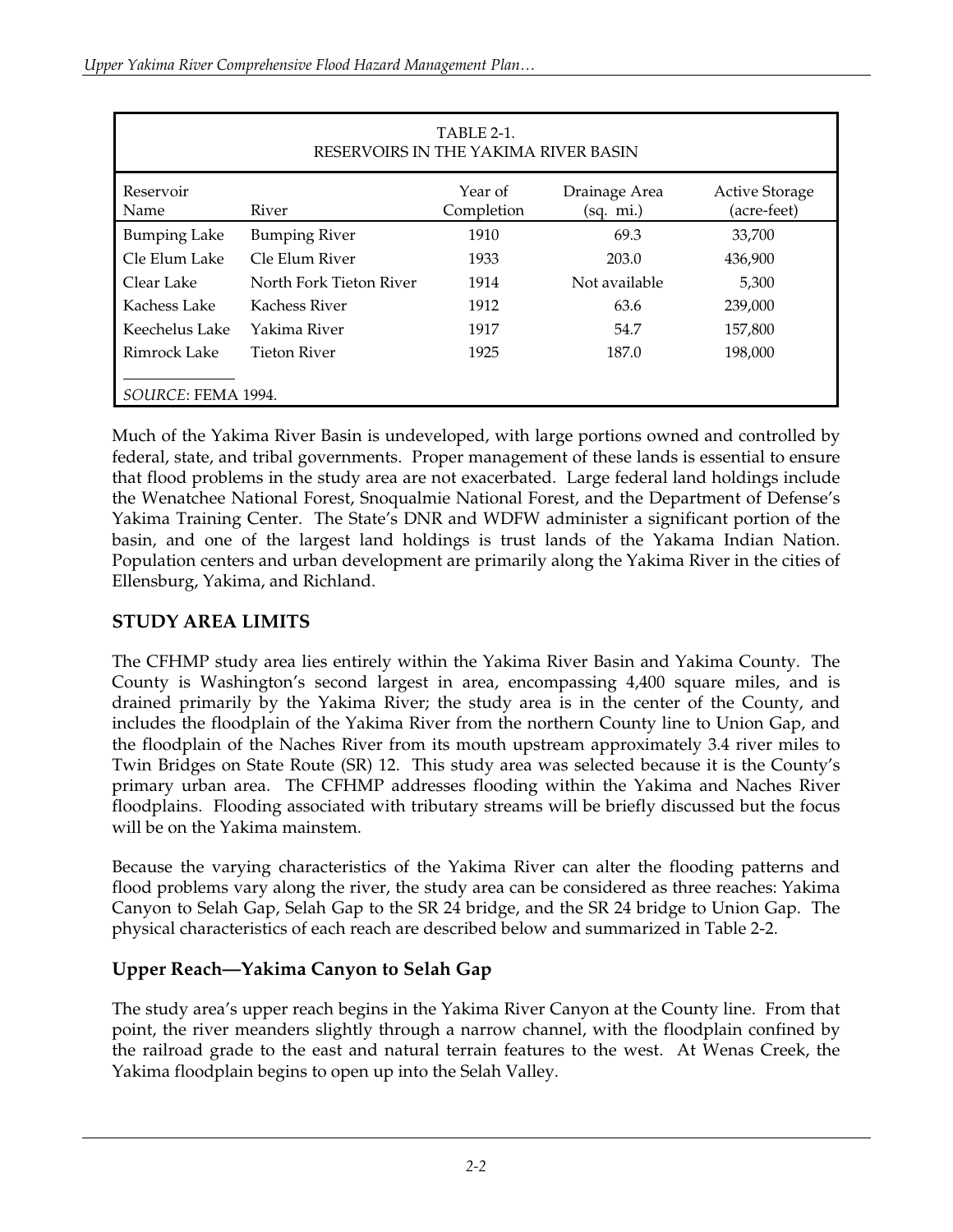| TABLE 2-1. RESERVOIRS IN THE YAKIMA RIVER BASIN | | | | |
|---|---|---|---|---|
| Reservoir Name | River | Year of Completion | Drainage Area (sq. mi.) | Active Storage (acre-feet) |
| Bumping Lake | Bumping River | 1910 | 69.3 | 33,700 |
| Cle Elum Lake | Cle Elum River | 1933 | 203.0 | 436,900 |
| Clear Lake | North Fork Tieton River | 1914 | Not available | 5,300 |
| Kachess Lake | Kachess River | 1912 | 63.6 | 239,000 |
| Keechelus Lake | Yakima River | 1917 | 54.7 | 157,800 |
| Rimrock Lake | Tieton River | 1925 | 187.0 | 198,000 |

*SOURCE*: FEMA 1994.

Much of the Yakima River Basin is undeveloped, with large portions owned and controlled by federal, state, and tribal governments. Proper management of these lands is essential to ensure that flood problems in the study area are not exacerbated. Large federal land holdings include the Wenatchee National Forest, Snoqualmie National Forest, and the Department of Defense's Yakima Training Center. The State's DNR and WDFW administer a significant portion of the basin, and one of the largest land holdings is trust lands of the Yakama Indian Nation. Population centers and urban development are primarily along the Yakima River in the cities of Ellensburg, Yakima, and Richland.

## STUDY AREA LIMITS

The CFHMP study area lies entirely within the Yakima River Basin and Yakima County. The County is Washington's second largest in area, encompassing 4,400 square miles, and is drained primarily by the Yakima River; the study area is in the center of the County, and includes the floodplain of the Yakima River from the northern County line to Union Gap, and the floodplain of the Naches River from its mouth upstream approximately 3.4 river miles to Twin Bridges on State Route (SR) 12. This study area was selected because it is the County's primary urban area. The CFHMP addresses flooding within the Yakima and Naches River floodplains. Flooding associated with tributary streams will be briefly discussed but the focus will be on the Yakima mainstem.

Because the varying characteristics of the Yakima River can alter the flooding patterns and flood problems vary along the river, the study area can be considered as three reaches: Yakima Canyon to Selah Gap, Selah Gap to the SR 24 bridge, and the SR 24 bridge to Union Gap. The physical characteristics of each reach are described below and summarized in Table 2-2.

### Upper Reach—Yakima Canyon to Selah Gap

The study area's upper reach begins in the Yakima River Canyon at the County line. From that point, the river meanders slightly through a narrow channel, with the floodplain confined by the railroad grade to the east and natural terrain features to the west. At Wenas Creek, the Yakima floodplain begins to open up into the Selah Valley.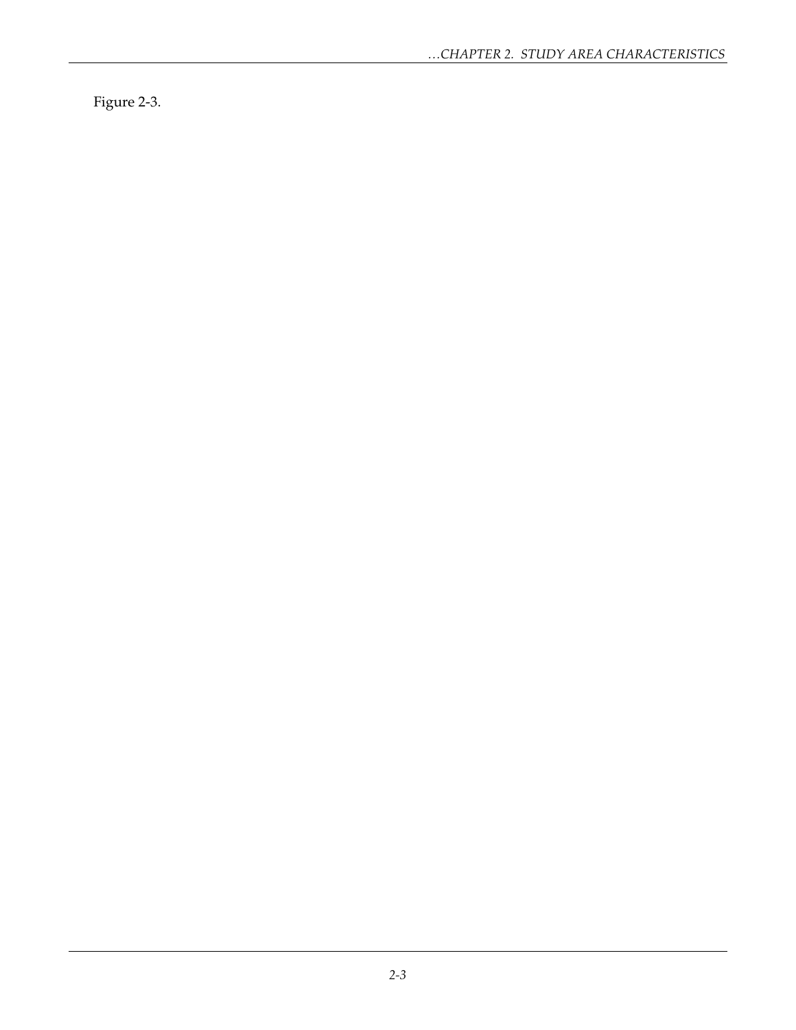Figure 2-3.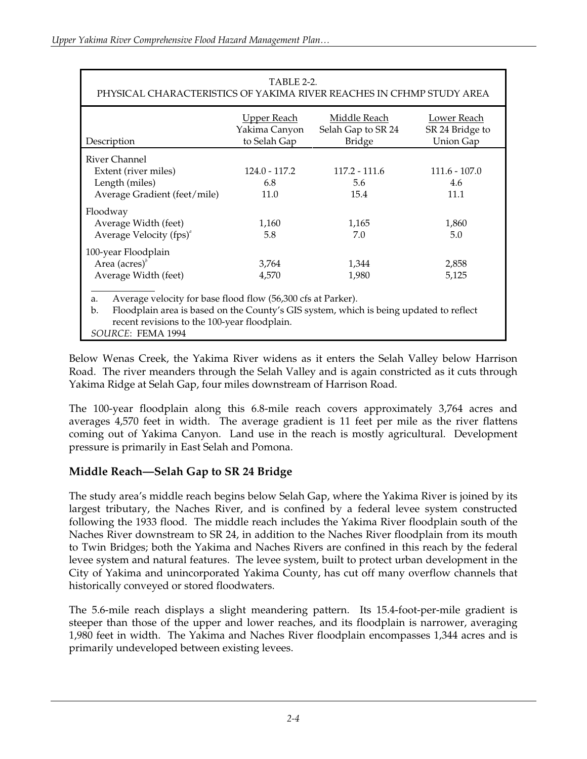TABLE 2-2.
PHYSICAL CHARACTERISTICS OF YAKIMA RIVER REACHES IN CFHMP STUDY AREA

| Description | Upper Reach Yakima Canyon to Selah Gap | Middle Reach Selah Gap to SR 24 Bridge | Lower Reach SR 24 Bridge to Union Gap |
|---|---|---|---|
| River Channel | | | |
| Extent (river miles) | 124.0 - 117.2 | 117.2 - 111.6 | 111.6 - 107.0 |
| Length (miles) | 6.8 | 5.6 | 4.6 |
| Average Gradient (feet/mile) | 11.0 | 15.4 | 11.1 |
| Floodway | | | |
| Average Width (feet) | 1,160 | 1,165 | 1,860 |
| Average Velocity (fps)[a] | 5.8 | 7.0 | 5.0 |
| 100-year Floodplain | | | |
| Area (acres)[b] | 3,764 | 1,344 | 2,858 |
| Average Width (feet) | 4,570 | 1,980 | 5,125 |

a. Average velocity for base flood flow (56,300 cfs at Parker).
b. Floodplain area is based on the County's GIS system, which is being updated to reflect recent revisions to the 100-year floodplain.
*SOURCE*: FEMA 1994

Below Wenas Creek, the Yakima River widens as it enters the Selah Valley below Harrison Road. The river meanders through the Selah Valley and is again constricted as it cuts through Yakima Ridge at Selah Gap, four miles downstream of Harrison Road.

The 100-year floodplain along this 6.8-mile reach covers approximately 3,764 acres and averages 4,570 feet in width. The average gradient is 11 feet per mile as the river flattens coming out of Yakima Canyon. Land use in the reach is mostly agricultural. Development pressure is primarily in East Selah and Pomona.

### Middle Reach—Selah Gap to SR 24 Bridge

The study area's middle reach begins below Selah Gap, where the Yakima River is joined by its largest tributary, the Naches River, and is confined by a federal levee system constructed following the 1933 flood. The middle reach includes the Yakima River floodplain south of the Naches River downstream to SR 24, in addition to the Naches River floodplain from its mouth to Twin Bridges; both the Yakima and Naches Rivers are confined in this reach by the federal levee system and natural features. The levee system, built to protect urban development in the City of Yakima and unincorporated Yakima County, has cut off many overflow channels that historically conveyed or stored floodwaters.

The 5.6-mile reach displays a slight meandering pattern. Its 15.4-foot-per-mile gradient is steeper than those of the upper and lower reaches, and its floodplain is narrower, averaging 1,980 feet in width. The Yakima and Naches River floodplain encompasses 1,344 acres and is primarily undeveloped between existing levees.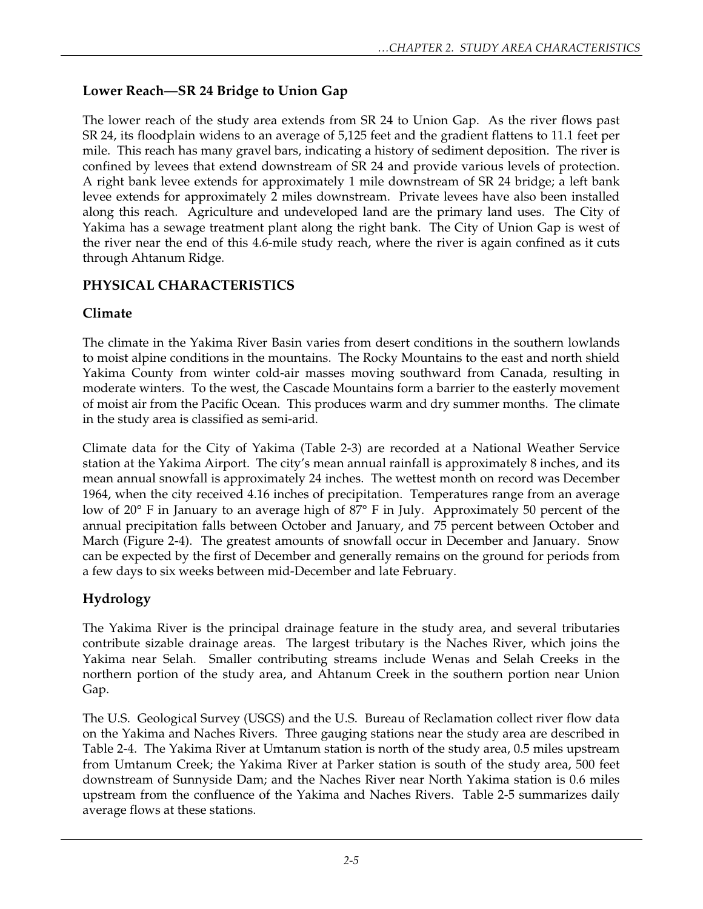### Lower Reach—SR 24 Bridge to Union Gap

The lower reach of the study area extends from SR 24 to Union Gap. As the river flows past SR 24, its floodplain widens to an average of 5,125 feet and the gradient flattens to 11.1 feet per mile. This reach has many gravel bars, indicating a history of sediment deposition. The river is confined by levees that extend downstream of SR 24 and provide various levels of protection. A right bank levee extends for approximately 1 mile downstream of SR 24 bridge; a left bank levee extends for approximately 2 miles downstream. Private levees have also been installed along this reach. Agriculture and undeveloped land are the primary land uses. The City of Yakima has a sewage treatment plant along the right bank. The City of Union Gap is west of the river near the end of this 4.6-mile study reach, where the river is again confined as it cuts through Ahtanum Ridge.

## PHYSICAL CHARACTERISTICS

### Climate

The climate in the Yakima River Basin varies from desert conditions in the southern lowlands to moist alpine conditions in the mountains. The Rocky Mountains to the east and north shield Yakima County from winter cold-air masses moving southward from Canada, resulting in moderate winters. To the west, the Cascade Mountains form a barrier to the easterly movement of moist air from the Pacific Ocean. This produces warm and dry summer months. The climate in the study area is classified as semi-arid.

Climate data for the City of Yakima (Table 2-3) are recorded at a National Weather Service station at the Yakima Airport. The city's mean annual rainfall is approximately 8 inches, and its mean annual snowfall is approximately 24 inches. The wettest month on record was December 1964, when the city received 4.16 inches of precipitation. Temperatures range from an average low of 20° F in January to an average high of 87° F in July. Approximately 50 percent of the annual precipitation falls between October and January, and 75 percent between October and March (Figure 2-4). The greatest amounts of snowfall occur in December and January. Snow can be expected by the first of December and generally remains on the ground for periods from a few days to six weeks between mid-December and late February.

### Hydrology

The Yakima River is the principal drainage feature in the study area, and several tributaries contribute sizable drainage areas. The largest tributary is the Naches River, which joins the Yakima near Selah. Smaller contributing streams include Wenas and Selah Creeks in the northern portion of the study area, and Ahtanum Creek in the southern portion near Union Gap.

The U.S. Geological Survey (USGS) and the U.S. Bureau of Reclamation collect river flow data on the Yakima and Naches Rivers. Three gauging stations near the study area are described in Table 2-4. The Yakima River at Umtanum station is north of the study area, 0.5 miles upstream from Umtanum Creek; the Yakima River at Parker station is south of the study area, 500 feet downstream of Sunnyside Dam; and the Naches River near North Yakima station is 0.6 miles upstream from the confluence of the Yakima and Naches Rivers. Table 2-5 summarizes daily average flows at these stations.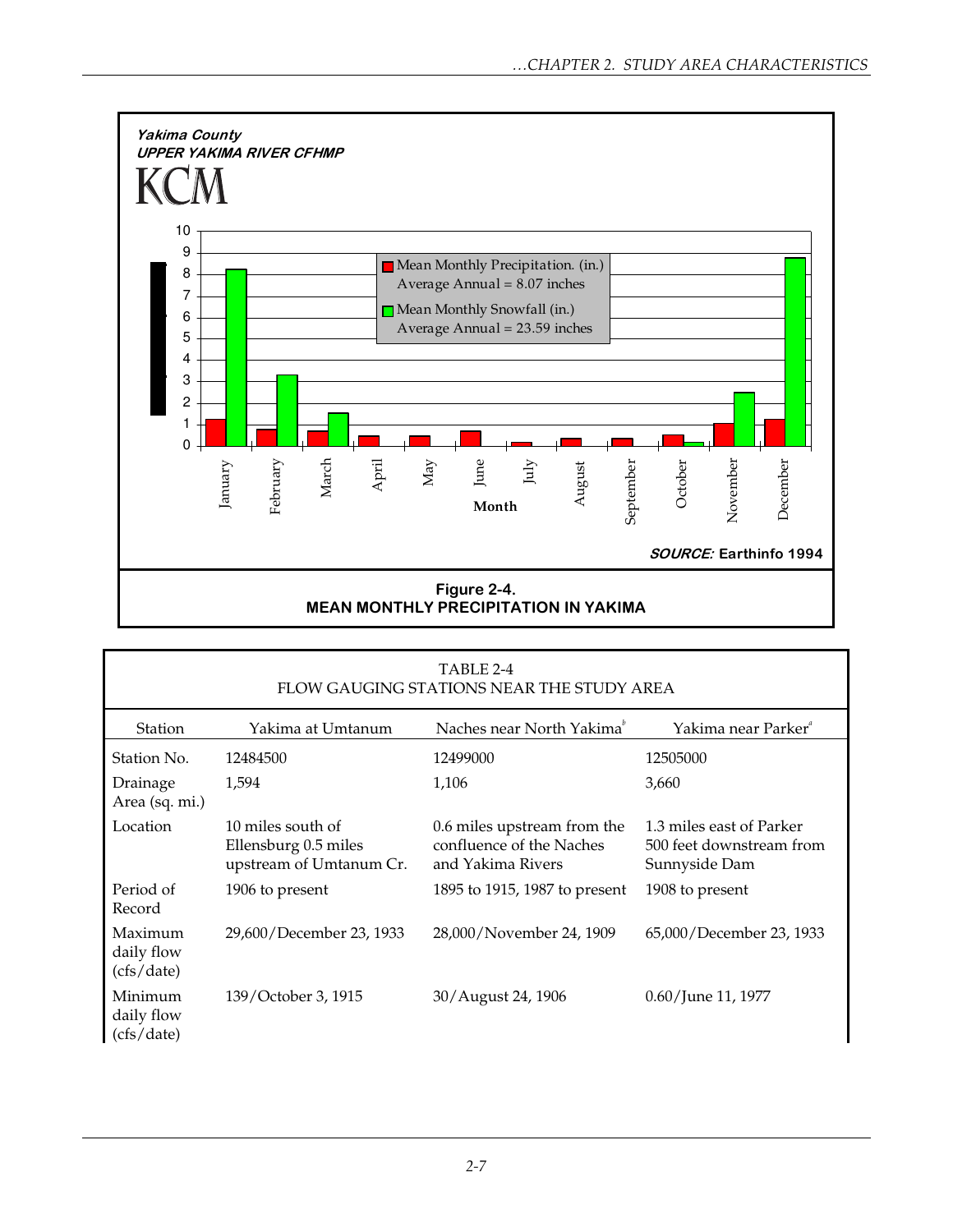Yakima County
UPPER YAKIMA RIVER CFHMP
KCM

Mean Monthly Precipitation. (in.) Average Annual = 8.07 inches

Mean Monthly Snowfall (in.) Average Annual = 23.59 inches

SOURCE: Earthinfo 1994

**Figure 2-4.**
**MEAN MONTHLY PRECIPITATION IN YAKIMA**

TABLE 2-4
FLOW GAUGING STATIONS NEAR THE STUDY AREA

| Station | Yakima at Umtanum | Naches near North Yakima[b] | Yakima near Parker[a] |
|---|---|---|---|
| Station No. | 12484500 | 12499000 | 12505000 |
| Drainage Area (sq. mi.) | 1,594 | 1,106 | 3,660 |
| Location | 10 miles south of Ellensburg 0.5 miles upstream of Umtanum Cr. | 0.6 miles upstream from the confluence of the Naches and Yakima Rivers | 1.3 miles east of Parker 500 feet downstream from Sunnyside Dam |
| Period of Record | 1906 to present | 1895 to 1915, 1987 to present | 1908 to present |
| Maximum daily flow (cfs/date) | 29,600/December 23, 1933 | 28,000/November 24, 1909 | 65,000/December 23, 1933 |
| Minimum daily flow (cfs/date) | 139/October 3, 1915 | 30/August 24, 1906 | 0.60/June 11, 1977 |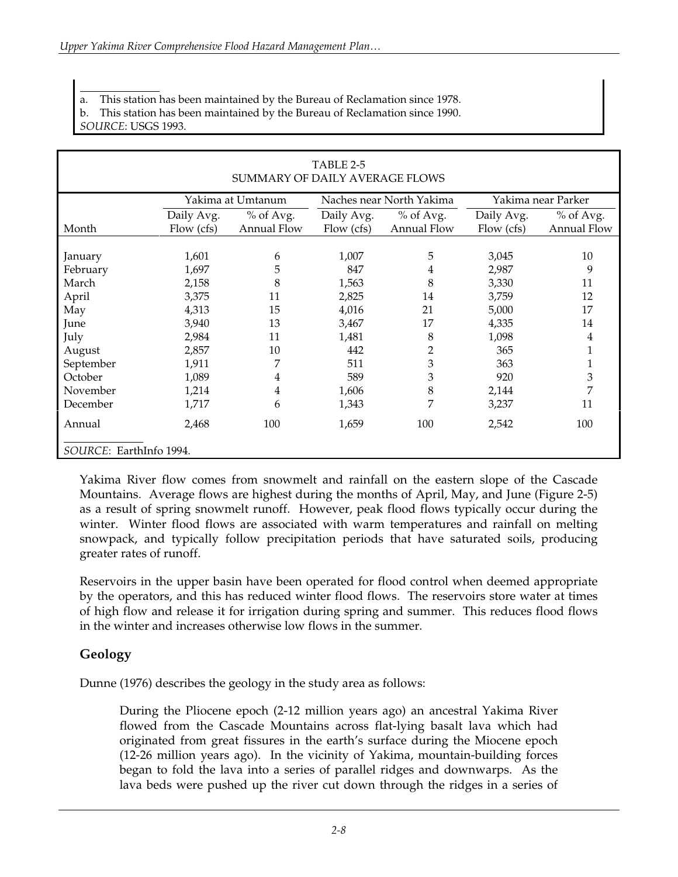a. This station has been maintained by the Bureau of Reclamation since 1978.
b. This station has been maintained by the Bureau of Reclamation since 1990.
*SOURCE*: USGS 1993.

TABLE 2-5
SUMMARY OF DAILY AVERAGE FLOWS

| | Yakima at Umtanum | | Naches near North Yakima | | Yakima near Parker | |
|---|---|---|---|---|---|---|
| Month | Daily Avg. Flow (cfs) | % of Avg. Annual Flow | Daily Avg. Flow (cfs) | % of Avg. Annual Flow | Daily Avg. Flow (cfs) | % of Avg. Annual Flow |
| January | 1,601 | 6 | 1,007 | 5 | 3,045 | 10 |
| February | 1,697 | 5 | 847 | 4 | 2,987 | 9 |
| March | 2,158 | 8 | 1,563 | 8 | 3,330 | 11 |
| April | 3,375 | 11 | 2,825 | 14 | 3,759 | 12 |
| May | 4,313 | 15 | 4,016 | 21 | 5,000 | 17 |
| June | 3,940 | 13 | 3,467 | 17 | 4,335 | 14 |
| July | 2,984 | 11 | 1,481 | 8 | 1,098 | 4 |
| August | 2,857 | 10 | 442 | 2 | 365 | 1 |
| September | 1,911 | 7 | 511 | 3 | 363 | 1 |
| October | 1,089 | 4 | 589 | 3 | 920 | 3 |
| November | 1,214 | 4 | 1,606 | 8 | 2,144 | 7 |
| December | 1,717 | 6 | 1,343 | 7 | 3,237 | 11 |
| Annual | 2,468 | 100 | 1,659 | 100 | 2,542 | 100 |

*SOURCE*: EarthInfo 1994.

Yakima River flow comes from snowmelt and rainfall on the eastern slope of the Cascade Mountains. Average flows are highest during the months of April, May, and June (Figure 2-5) as a result of spring snowmelt runoff. However, peak flood flows typically occur during the winter. Winter flood flows are associated with warm temperatures and rainfall on melting snowpack, and typically follow precipitation periods that have saturated soils, producing greater rates of runoff.

Reservoirs in the upper basin have been operated for flood control when deemed appropriate by the operators, and this has reduced winter flood flows. The reservoirs store water at times of high flow and release it for irrigation during spring and summer. This reduces flood flows in the winter and increases otherwise low flows in the summer.

## Geology

Dunne (1976) describes the geology in the study area as follows:

> During the Pliocene epoch (2-12 million years ago) an ancestral Yakima River flowed from the Cascade Mountains across flat-lying basalt lava which had originated from great fissures in the earth's surface during the Miocene epoch (12-26 million years ago). In the vicinity of Yakima, mountain-building forces began to fold the lava into a series of parallel ridges and downwarps. As the lava beds were pushed up the river cut down through the ridges in a series of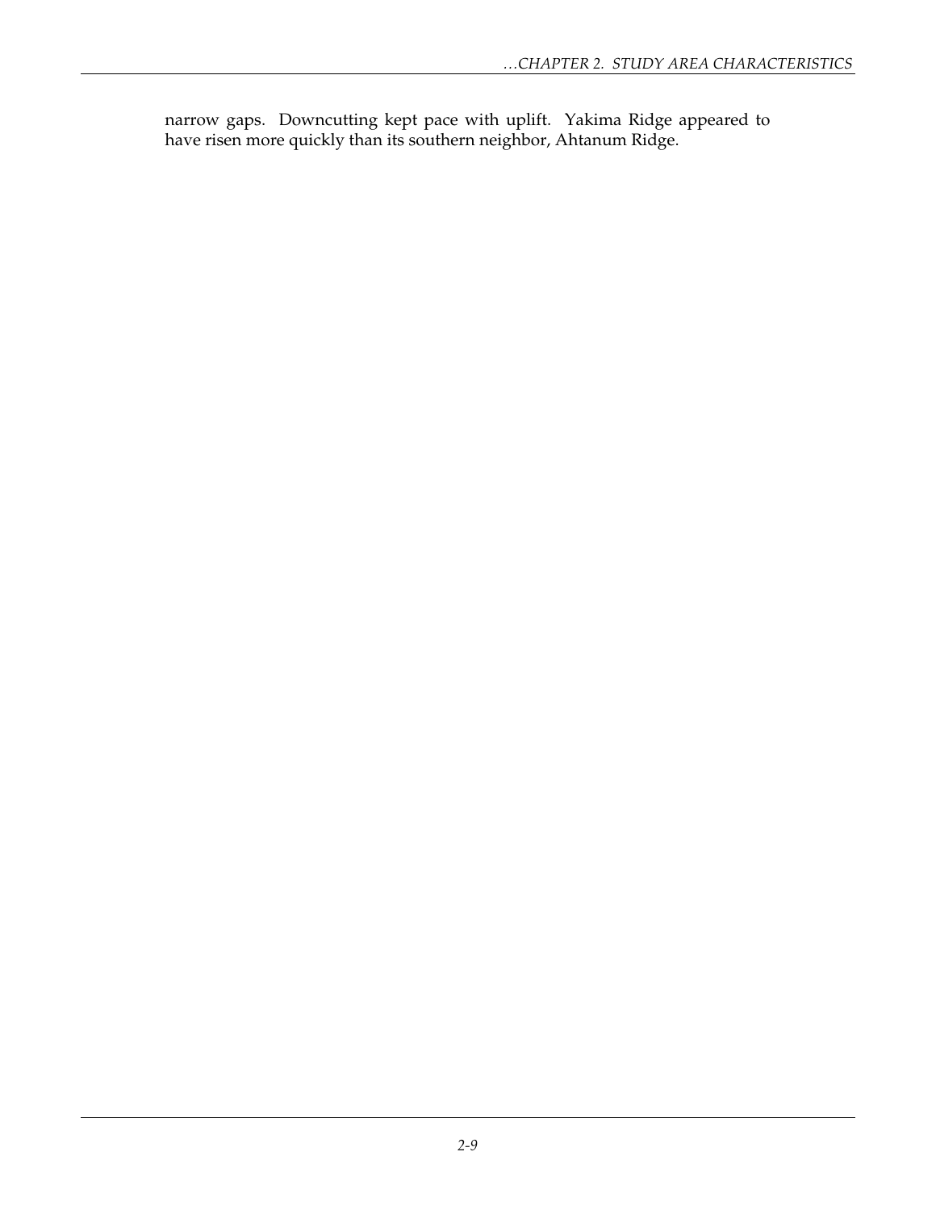narrow gaps. Downcutting kept pace with uplift. Yakima Ridge appeared to have risen more quickly than its southern neighbor, Ahtanum Ridge.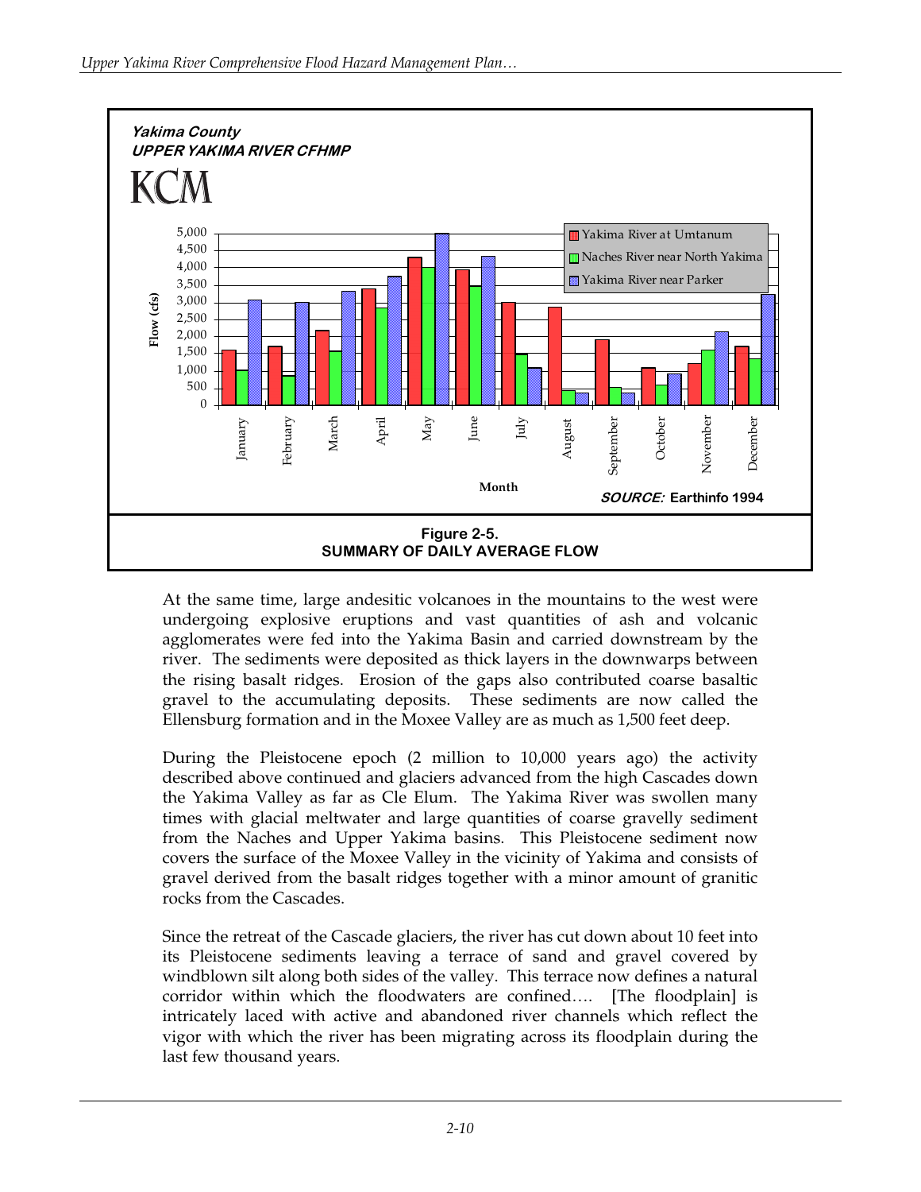Yakima County
UPPER YAKIMA RIVER CFHMP
KCM

SOURCE: Earthinfo 1994

**Figure 2-5.**
**SUMMARY OF DAILY AVERAGE FLOW**

At the same time, large andesitic volcanoes in the mountains to the west were undergoing explosive eruptions and vast quantities of ash and volcanic agglomerates were fed into the Yakima Basin and carried downstream by the river. The sediments were deposited as thick layers in the downwarps between the rising basalt ridges. Erosion of the gaps also contributed coarse basaltic gravel to the accumulating deposits. These sediments are now called the Ellensburg formation and in the Moxee Valley are as much as 1,500 feet deep.

During the Pleistocene epoch (2 million to 10,000 years ago) the activity described above continued and glaciers advanced from the high Cascades down the Yakima Valley as far as Cle Elum. The Yakima River was swollen many times with glacial meltwater and large quantities of coarse gravelly sediment from the Naches and Upper Yakima basins. This Pleistocene sediment now covers the surface of the Moxee Valley in the vicinity of Yakima and consists of gravel derived from the basalt ridges together with a minor amount of granitic rocks from the Cascades.

Since the retreat of the Cascade glaciers, the river has cut down about 10 feet into its Pleistocene sediments leaving a terrace of sand and gravel covered by windblown silt along both sides of the valley. This terrace now defines a natural corridor within which the floodwaters are confined…. [The floodplain] is intricately laced with active and abandoned river channels which reflect the vigor with which the river has been migrating across its floodplain during the last few thousand years.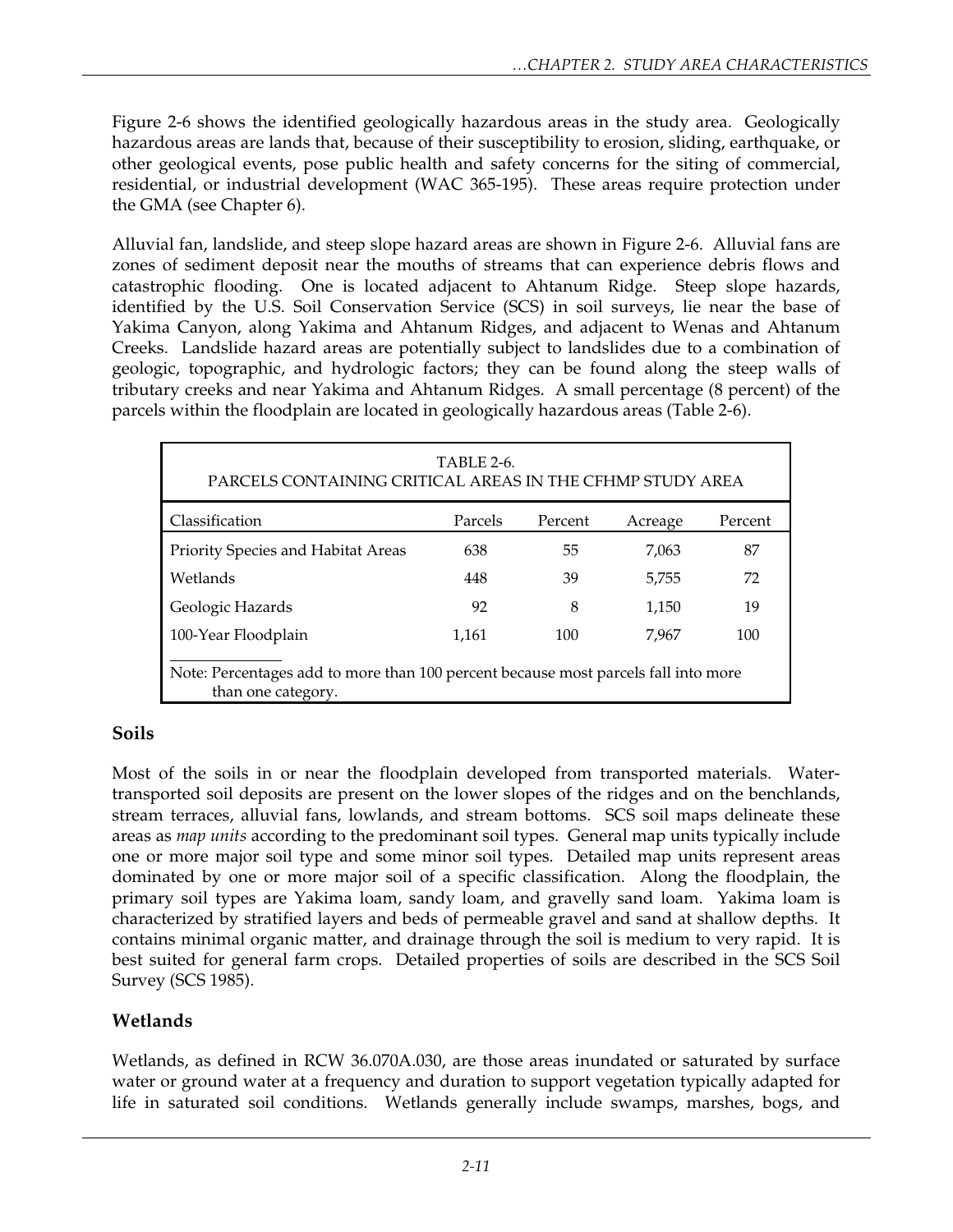Figure 2-6 shows the identified geologically hazardous areas in the study area. Geologically hazardous areas are lands that, because of their susceptibility to erosion, sliding, earthquake, or other geological events, pose public health and safety concerns for the siting of commercial, residential, or industrial development (WAC 365-195). These areas require protection under the GMA (see Chapter 6).

Alluvial fan, landslide, and steep slope hazard areas are shown in Figure 2-6. Alluvial fans are zones of sediment deposit near the mouths of streams that can experience debris flows and catastrophic flooding. One is located adjacent to Ahtanum Ridge. Steep slope hazards, identified by the U.S. Soil Conservation Service (SCS) in soil surveys, lie near the base of Yakima Canyon, along Yakima and Ahtanum Ridges, and adjacent to Wenas and Ahtanum Creeks. Landslide hazard areas are potentially subject to landslides due to a combination of geologic, topographic, and hydrologic factors; they can be found along the steep walls of tributary creeks and near Yakima and Ahtanum Ridges. A small percentage (8 percent) of the parcels within the floodplain are located in geologically hazardous areas (Table 2-6).

TABLE 2-6.
PARCELS CONTAINING CRITICAL AREAS IN THE CFHMP STUDY AREA

| Classification | Parcels | Percent | Acreage | Percent |
|---|---|---|---|---|
| Priority Species and Habitat Areas | 638 | 55 | 7,063 | 87 |
| Wetlands | 448 | 39 | 5,755 | 72 |
| Geologic Hazards | 92 | 8 | 1,150 | 19 |
| 100-Year Floodplain | 1,161 | 100 | 7,967 | 100 |

Note: Percentages add to more than 100 percent because most parcels fall into more than one category.

## Soils

Most of the soils in or near the floodplain developed from transported materials. Water-transported soil deposits are present on the lower slopes of the ridges and on the benchlands, stream terraces, alluvial fans, lowlands, and stream bottoms. SCS soil maps delineate these areas as *map units* according to the predominant soil types. General map units typically include one or more major soil type and some minor soil types. Detailed map units represent areas dominated by one or more major soil of a specific classification. Along the floodplain, the primary soil types are Yakima loam, sandy loam, and gravelly sand loam. Yakima loam is characterized by stratified layers and beds of permeable gravel and sand at shallow depths. It contains minimal organic matter, and drainage through the soil is medium to very rapid. It is best suited for general farm crops. Detailed properties of soils are described in the SCS Soil Survey (SCS 1985).

## Wetlands

Wetlands, as defined in RCW 36.070A.030, are those areas inundated or saturated by surface water or ground water at a frequency and duration to support vegetation typically adapted for life in saturated soil conditions. Wetlands generally include swamps, marshes, bogs, and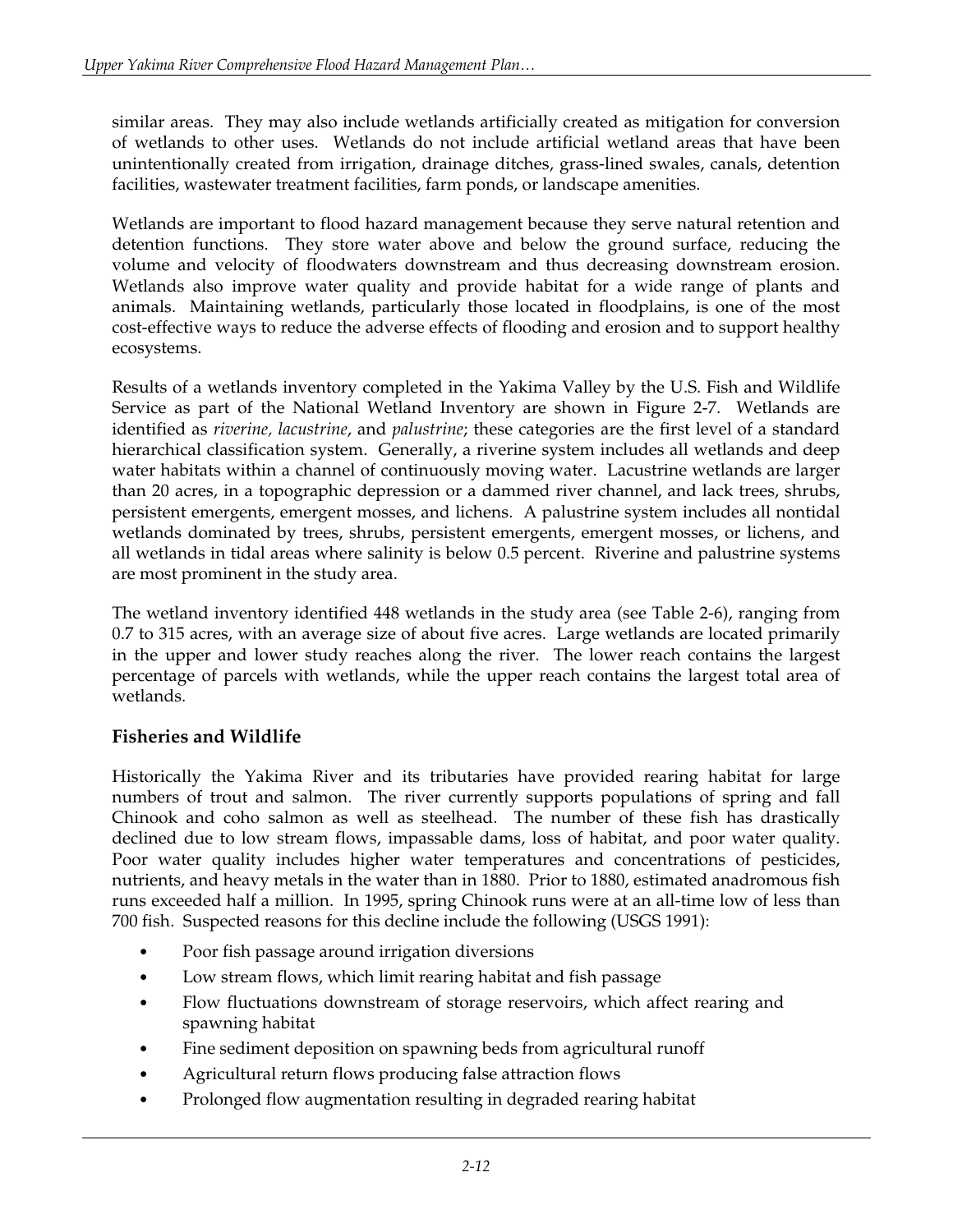similar areas. They may also include wetlands artificially created as mitigation for conversion of wetlands to other uses. Wetlands do not include artificial wetland areas that have been unintentionally created from irrigation, drainage ditches, grass-lined swales, canals, detention facilities, wastewater treatment facilities, farm ponds, or landscape amenities.

Wetlands are important to flood hazard management because they serve natural retention and detention functions. They store water above and below the ground surface, reducing the volume and velocity of floodwaters downstream and thus decreasing downstream erosion. Wetlands also improve water quality and provide habitat for a wide range of plants and animals. Maintaining wetlands, particularly those located in floodplains, is one of the most cost-effective ways to reduce the adverse effects of flooding and erosion and to support healthy ecosystems.

Results of a wetlands inventory completed in the Yakima Valley by the U.S. Fish and Wildlife Service as part of the National Wetland Inventory are shown in Figure 2-7. Wetlands are identified as *riverine, lacustrine*, and *palustrine*; these categories are the first level of a standard hierarchical classification system. Generally, a riverine system includes all wetlands and deep water habitats within a channel of continuously moving water. Lacustrine wetlands are larger than 20 acres, in a topographic depression or a dammed river channel, and lack trees, shrubs, persistent emergents, emergent mosses, and lichens. A palustrine system includes all nontidal wetlands dominated by trees, shrubs, persistent emergents, emergent mosses, or lichens, and all wetlands in tidal areas where salinity is below 0.5 percent. Riverine and palustrine systems are most prominent in the study area.

The wetland inventory identified 448 wetlands in the study area (see Table 2-6), ranging from 0.7 to 315 acres, with an average size of about five acres. Large wetlands are located primarily in the upper and lower study reaches along the river. The lower reach contains the largest percentage of parcels with wetlands, while the upper reach contains the largest total area of wetlands.

### Fisheries and Wildlife

Historically the Yakima River and its tributaries have provided rearing habitat for large numbers of trout and salmon. The river currently supports populations of spring and fall Chinook and coho salmon as well as steelhead. The number of these fish has drastically declined due to low stream flows, impassable dams, loss of habitat, and poor water quality. Poor water quality includes higher water temperatures and concentrations of pesticides, nutrients, and heavy metals in the water than in 1880. Prior to 1880, estimated anadromous fish runs exceeded half a million. In 1995, spring Chinook runs were at an all-time low of less than 700 fish. Suspected reasons for this decline include the following (USGS 1991):

- Poor fish passage around irrigation diversions
- Low stream flows, which limit rearing habitat and fish passage
- Flow fluctuations downstream of storage reservoirs, which affect rearing and spawning habitat
- Fine sediment deposition on spawning beds from agricultural runoff
- Agricultural return flows producing false attraction flows
- Prolonged flow augmentation resulting in degraded rearing habitat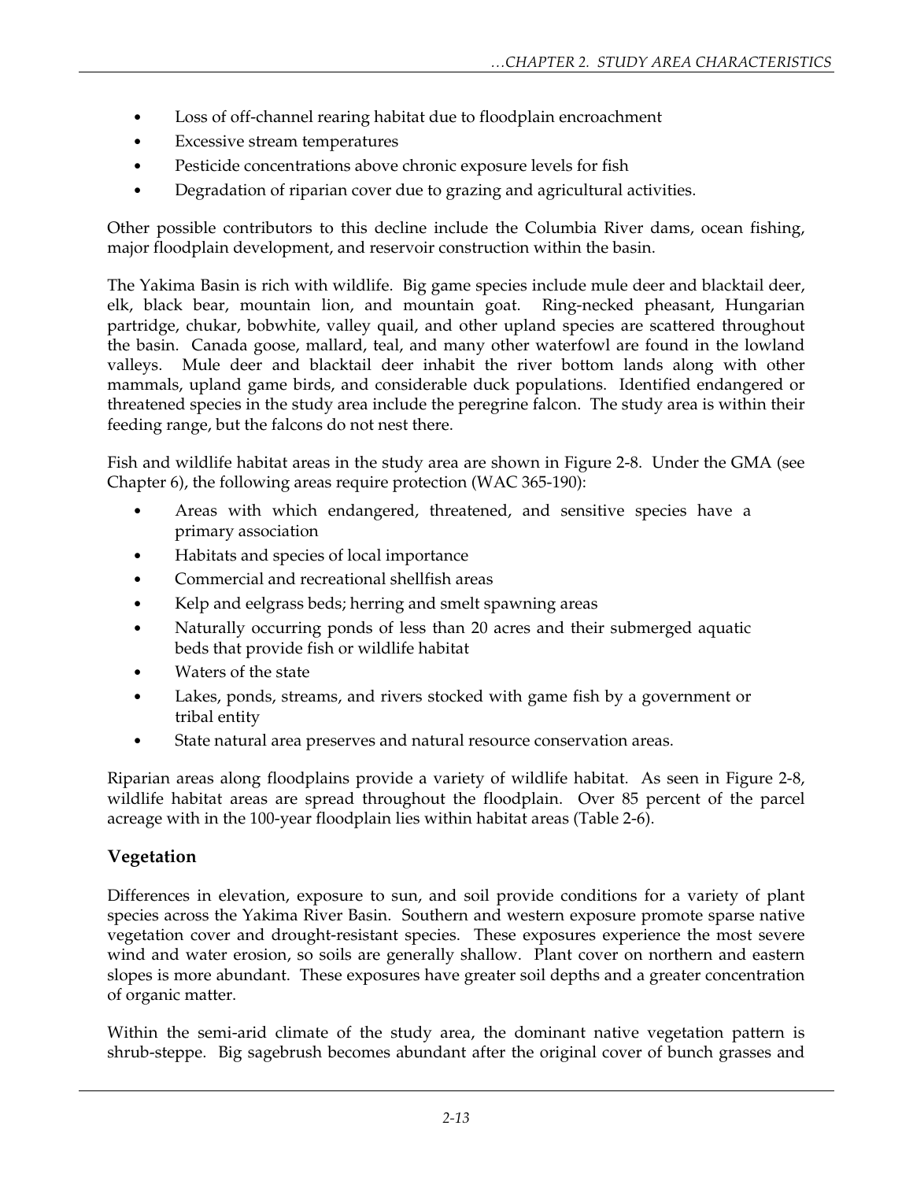- Loss of off-channel rearing habitat due to floodplain encroachment
- Excessive stream temperatures
- Pesticide concentrations above chronic exposure levels for fish
- Degradation of riparian cover due to grazing and agricultural activities.

Other possible contributors to this decline include the Columbia River dams, ocean fishing, major floodplain development, and reservoir construction within the basin.

The Yakima Basin is rich with wildlife. Big game species include mule deer and blacktail deer, elk, black bear, mountain lion, and mountain goat. Ring-necked pheasant, Hungarian partridge, chukar, bobwhite, valley quail, and other upland species are scattered throughout the basin. Canada goose, mallard, teal, and many other waterfowl are found in the lowland valleys. Mule deer and blacktail deer inhabit the river bottom lands along with other mammals, upland game birds, and considerable duck populations. Identified endangered or threatened species in the study area include the peregrine falcon. The study area is within their feeding range, but the falcons do not nest there.

Fish and wildlife habitat areas in the study area are shown in Figure 2-8. Under the GMA (see Chapter 6), the following areas require protection (WAC 365-190):

- Areas with which endangered, threatened, and sensitive species have a primary association
- Habitats and species of local importance
- Commercial and recreational shellfish areas
- Kelp and eelgrass beds; herring and smelt spawning areas
- Naturally occurring ponds of less than 20 acres and their submerged aquatic beds that provide fish or wildlife habitat
- Waters of the state
- Lakes, ponds, streams, and rivers stocked with game fish by a government or tribal entity
- State natural area preserves and natural resource conservation areas.

Riparian areas along floodplains provide a variety of wildlife habitat. As seen in Figure 2-8, wildlife habitat areas are spread throughout the floodplain. Over 85 percent of the parcel acreage with in the 100-year floodplain lies within habitat areas (Table 2-6).

## Vegetation

Differences in elevation, exposure to sun, and soil provide conditions for a variety of plant species across the Yakima River Basin. Southern and western exposure promote sparse native vegetation cover and drought-resistant species. These exposures experience the most severe wind and water erosion, so soils are generally shallow. Plant cover on northern and eastern slopes is more abundant. These exposures have greater soil depths and a greater concentration of organic matter.

Within the semi-arid climate of the study area, the dominant native vegetation pattern is shrub-steppe. Big sagebrush becomes abundant after the original cover of bunch grasses and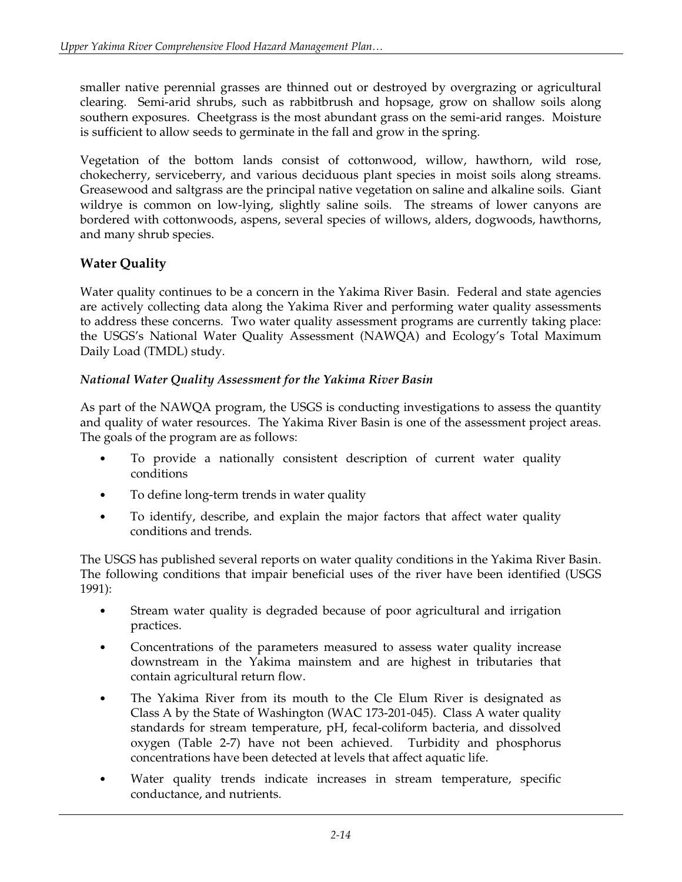smaller native perennial grasses are thinned out or destroyed by overgrazing or agricultural clearing. Semi-arid shrubs, such as rabbitbrush and hopsage, grow on shallow soils along southern exposures. Cheetgrass is the most abundant grass on the semi-arid ranges. Moisture is sufficient to allow seeds to germinate in the fall and grow in the spring.

Vegetation of the bottom lands consist of cottonwood, willow, hawthorn, wild rose, chokecherry, serviceberry, and various deciduous plant species in moist soils along streams. Greasewood and saltgrass are the principal native vegetation on saline and alkaline soils. Giant wildrye is common on low-lying, slightly saline soils. The streams of lower canyons are bordered with cottonwoods, aspens, several species of willows, alders, dogwoods, hawthorns, and many shrub species.

## Water Quality

Water quality continues to be a concern in the Yakima River Basin. Federal and state agencies are actively collecting data along the Yakima River and performing water quality assessments to address these concerns. Two water quality assessment programs are currently taking place: the USGS's National Water Quality Assessment (NAWQA) and Ecology's Total Maximum Daily Load (TMDL) study.

### *National Water Quality Assessment for the Yakima River Basin*

As part of the NAWQA program, the USGS is conducting investigations to assess the quantity and quality of water resources. The Yakima River Basin is one of the assessment project areas. The goals of the program are as follows:

- To provide a nationally consistent description of current water quality conditions
- To define long-term trends in water quality
- To identify, describe, and explain the major factors that affect water quality conditions and trends.

The USGS has published several reports on water quality conditions in the Yakima River Basin. The following conditions that impair beneficial uses of the river have been identified (USGS 1991):

- Stream water quality is degraded because of poor agricultural and irrigation practices.
- Concentrations of the parameters measured to assess water quality increase downstream in the Yakima mainstem and are highest in tributaries that contain agricultural return flow.
- The Yakima River from its mouth to the Cle Elum River is designated as Class A by the State of Washington (WAC 173-201-045). Class A water quality standards for stream temperature, pH, fecal-coliform bacteria, and dissolved oxygen (Table 2-7) have not been achieved. Turbidity and phosphorus concentrations have been detected at levels that affect aquatic life.
- Water quality trends indicate increases in stream temperature, specific conductance, and nutrients.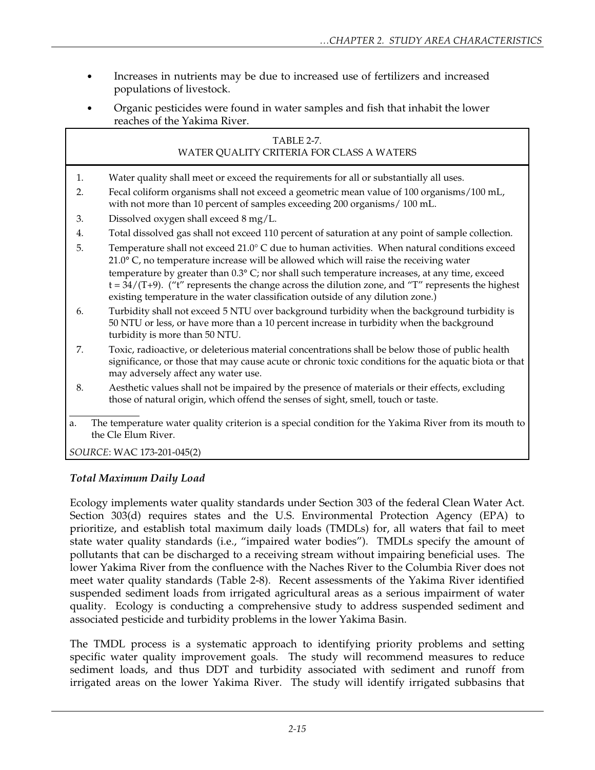- Increases in nutrients may be due to increased use of fertilizers and increased populations of livestock.
- Organic pesticides were found in water samples and fish that inhabit the lower reaches of the Yakima River.

TABLE 2-7.
WATER QUALITY CRITERIA FOR CLASS A WATERS

| | |
|---|---|
| 1. | Water quality shall meet or exceed the requirements for all or substantially all uses. |
| 2. | Fecal coliform organisms shall not exceed a geometric mean value of 100 organisms/100 mL, with not more than 10 percent of samples exceeding 200 organisms/ 100 mL. |
| 3. | Dissolved oxygen shall exceed 8 mg/L. |
| 4. | Total dissolved gas shall not exceed 110 percent of saturation at any point of sample collection. |
| 5. | Temperature shall not exceed 21.0° C due to human activities. When natural conditions exceed 21.0° C, no temperature increase will be allowed which will raise the receiving water temperature by greater than 0.3° C; nor shall such temperature increases, at any time, exceed $t = 34/(T+9)$. ("t" represents the change across the dilution zone, and "T" represents the highest existing temperature in the water classification outside of any dilution zone.) |
| 6. | Turbidity shall not exceed 5 NTU over background turbidity when the background turbidity is 50 NTU or less, or have more than a 10 percent increase in turbidity when the background turbidity is more than 50 NTU. |
| 7. | Toxic, radioactive, or deleterious material concentrations shall be below those of public health significance, or those that may cause acute or chronic toxic conditions for the aquatic biota or that may adversely affect any water use. |
| 8. | Aesthetic values shall not be impaired by the presence of materials or their effects, excluding those of natural origin, which offend the senses of sight, smell, touch or taste. |

a. The temperature water quality criterion is a special condition for the Yakima River from its mouth to the Cle Elum River.

*SOURCE*: WAC 173-201-045(2)

### *Total Maximum Daily Load*

Ecology implements water quality standards under Section 303 of the federal Clean Water Act. Section 303(d) requires states and the U.S. Environmental Protection Agency (EPA) to prioritize, and establish total maximum daily loads (TMDLs) for, all waters that fail to meet state water quality standards (i.e., "impaired water bodies"). TMDLs specify the amount of pollutants that can be discharged to a receiving stream without impairing beneficial uses. The lower Yakima River from the confluence with the Naches River to the Columbia River does not meet water quality standards (Table 2-8). Recent assessments of the Yakima River identified suspended sediment loads from irrigated agricultural areas as a serious impairment of water quality. Ecology is conducting a comprehensive study to address suspended sediment and associated pesticide and turbidity problems in the lower Yakima Basin.

The TMDL process is a systematic approach to identifying priority problems and setting specific water quality improvement goals. The study will recommend measures to reduce sediment loads, and thus DDT and turbidity associated with sediment and runoff from irrigated areas on the lower Yakima River. The study will identify irrigated subbasins that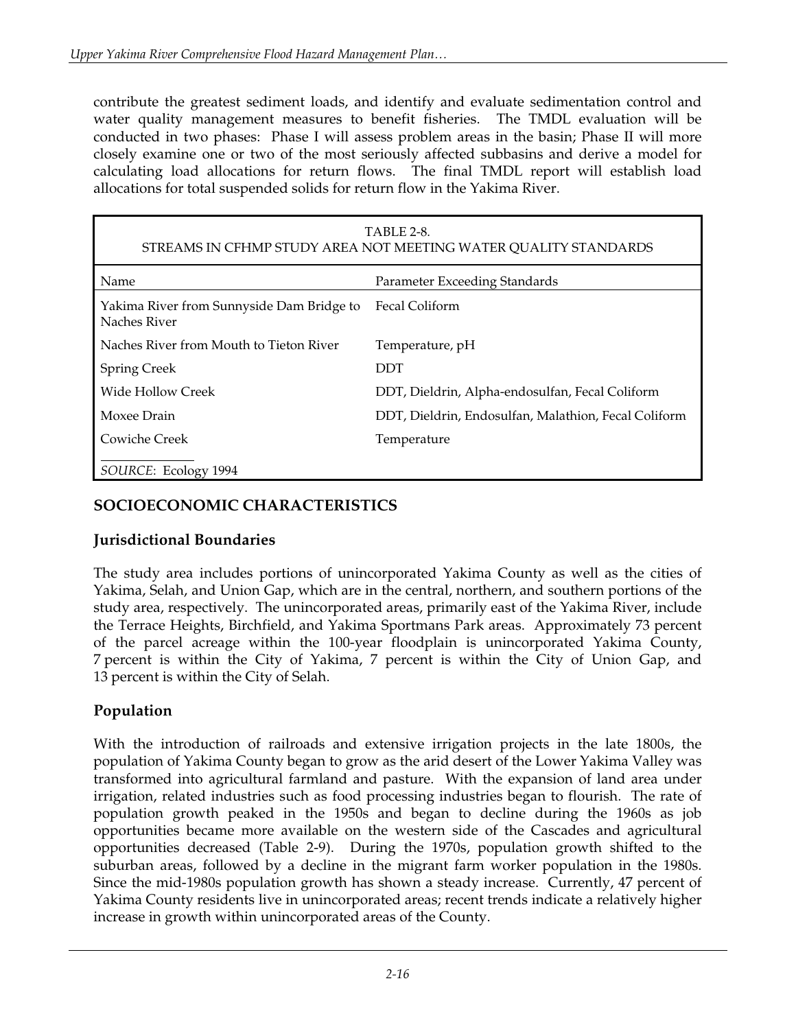contribute the greatest sediment loads, and identify and evaluate sedimentation control and water quality management measures to benefit fisheries. The TMDL evaluation will be conducted in two phases: Phase I will assess problem areas in the basin; Phase II will more closely examine one or two of the most seriously affected subbasins and derive a model for calculating load allocations for return flows. The final TMDL report will establish load allocations for total suspended solids for return flow in the Yakima River.

TABLE 2-8.
STREAMS IN CFHMP STUDY AREA NOT MEETING WATER QUALITY STANDARDS

| Name | Parameter Exceeding Standards |
|---|---|
| Yakima River from Sunnyside Dam Bridge to Naches River | Fecal Coliform |
| Naches River from Mouth to Tieton River | Temperature, pH |
| Spring Creek | DDT |
| Wide Hollow Creek | DDT, Dieldrin, Alpha-endosulfan, Fecal Coliform |
| Moxee Drain | DDT, Dieldrin, Endosulfan, Malathion, Fecal Coliform |
| Cowiche Creek | Temperature |

*SOURCE*: Ecology 1994

## SOCIOECONOMIC CHARACTERISTICS

### Jurisdictional Boundaries

The study area includes portions of unincorporated Yakima County as well as the cities of Yakima, Selah, and Union Gap, which are in the central, northern, and southern portions of the study area, respectively. The unincorporated areas, primarily east of the Yakima River, include the Terrace Heights, Birchfield, and Yakima Sportsmans Park areas. Approximately 73 percent of the parcel acreage within the 100-year floodplain is unincorporated Yakima County, 7 percent is within the City of Yakima, 7 percent is within the City of Union Gap, and 13 percent is within the City of Selah.

### Population

With the introduction of railroads and extensive irrigation projects in the late 1800s, the population of Yakima County began to grow as the arid desert of the Lower Yakima Valley was transformed into agricultural farmland and pasture. With the expansion of land area under irrigation, related industries such as food processing industries began to flourish. The rate of population growth peaked in the 1950s and began to decline during the 1960s as job opportunities became more available on the western side of the Cascades and agricultural opportunities decreased (Table 2-9). During the 1970s, population growth shifted to the suburban areas, followed by a decline in the migrant farm worker population in the 1980s. Since the mid-1980s population growth has shown a steady increase. Currently, 47 percent of Yakima County residents live in unincorporated areas; recent trends indicate a relatively higher increase in growth within unincorporated areas of the County.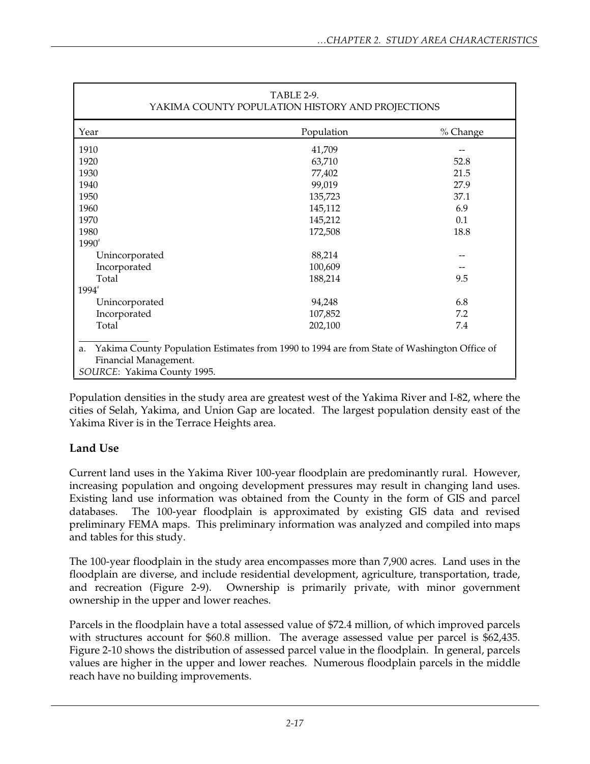| TABLE 2-9. YAKIMA COUNTY POPULATION HISTORY AND PROJECTIONS | | |
|---|---|---|
| Year | Population | % Change |
| 1910 | 41,709 | -- |
| 1920 | 63,710 | 52.8 |
| 1930 | 77,402 | 21.5 |
| 1940 | 99,019 | 27.9 |
| 1950 | 135,723 | 37.1 |
| 1960 | 145,112 | 6.9 |
| 1970 | 145,212 | 0.1 |
| 1980 | 172,508 | 18.8 |
| 1990[a] | | |
| Unincorporated | 88,214 | -- |
| Incorporated | 100,609 | -- |
| Total | 188,214 | 9.5 |
| 1994[a] | | |
| Unincorporated | 94,248 | 6.8 |
| Incorporated | 107,852 | 7.2 |
| Total | 202,100 | 7.4 |

a. Yakima County Population Estimates from 1990 to 1994 are from State of Washington Office of Financial Management.

*SOURCE*: Yakima County 1995.

Population densities in the study area are greatest west of the Yakima River and I-82, where the cities of Selah, Yakima, and Union Gap are located. The largest population density east of the Yakima River is in the Terrace Heights area.

## Land Use

Current land uses in the Yakima River 100-year floodplain are predominantly rural. However, increasing population and ongoing development pressures may result in changing land uses. Existing land use information was obtained from the County in the form of GIS and parcel databases. The 100-year floodplain is approximated by existing GIS data and revised preliminary FEMA maps. This preliminary information was analyzed and compiled into maps and tables for this study.

The 100-year floodplain in the study area encompasses more than 7,900 acres. Land uses in the floodplain are diverse, and include residential development, agriculture, transportation, trade, and recreation (Figure 2-9). Ownership is primarily private, with minor government ownership in the upper and lower reaches.

Parcels in the floodplain have a total assessed value of $72.4 million, of which improved parcels with structures account for $60.8 million. The average assessed value per parcel is $62,435. Figure 2-10 shows the distribution of assessed parcel value in the floodplain. In general, parcels values are higher in the upper and lower reaches. Numerous floodplain parcels in the middle reach have no building improvements.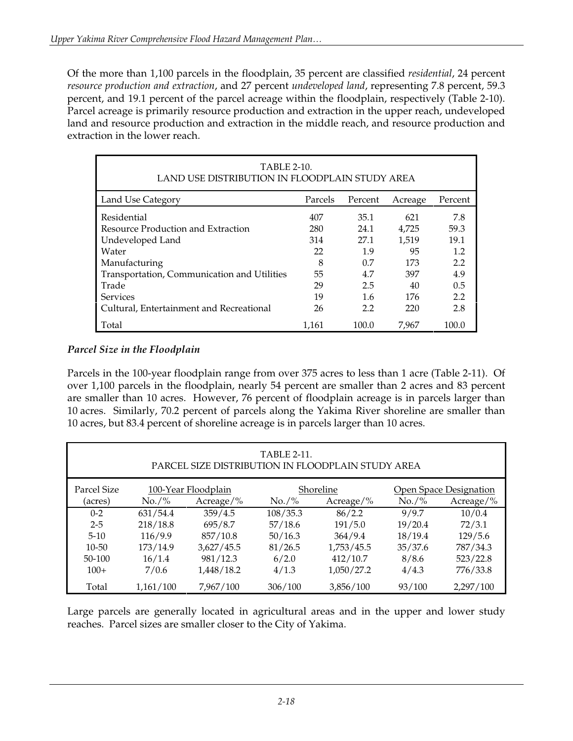Of the more than 1,100 parcels in the floodplain, 35 percent are classified *residential*, 24 percent *resource production and extraction*, and 27 percent *undeveloped land*, representing 7.8 percent, 59.3 percent, and 19.1 percent of the parcel acreage within the floodplain, respectively (Table 2-10). Parcel acreage is primarily resource production and extraction in the upper reach, undeveloped land and resource production and extraction in the middle reach, and resource production and extraction in the lower reach.

TABLE 2-10.
LAND USE DISTRIBUTION IN FLOODPLAIN STUDY AREA

| Land Use Category | Parcels | Percent | Acreage | Percent |
|---|---|---|---|---|
| Residential | 407 | 35.1 | 621 | 7.8 |
| Resource Production and Extraction | 280 | 24.1 | 4,725 | 59.3 |
| Undeveloped Land | 314 | 27.1 | 1,519 | 19.1 |
| Water | 22 | 1.9 | 95 | 1.2 |
| Manufacturing | 8 | 0.7 | 173 | 2.2 |
| Transportation, Communication and Utilities | 55 | 4.7 | 397 | 4.9 |
| Trade | 29 | 2.5 | 40 | 0.5 |
| Services | 19 | 1.6 | 176 | 2.2 |
| Cultural, Entertainment and Recreational | 26 | 2.2 | 220 | 2.8 |
| Total | 1,161 | 100.0 | 7,967 | 100.0 |

### *Parcel Size in the Floodplain*

Parcels in the 100-year floodplain range from over 375 acres to less than 1 acre (Table 2-11). Of over 1,100 parcels in the floodplain, nearly 54 percent are smaller than 2 acres and 83 percent are smaller than 10 acres. However, 76 percent of floodplain acreage is in parcels larger than 10 acres. Similarly, 70.2 percent of parcels along the Yakima River shoreline are smaller than 10 acres, but 83.4 percent of shoreline acreage is in parcels larger than 10 acres.

TABLE 2-11.
PARCEL SIZE DISTRIBUTION IN FLOODPLAIN STUDY AREA

| Parcel Size | 100-Year Floodplain | | Shoreline | | Open Space Designation | |
|---|---|---|---|---|---|---|
| (acres) | No./% | Acreage/% | No./% | Acreage/% | No./% | Acreage/% |
| 0-2 | 631/54.4 | 359/4.5 | 108/35.3 | 86/2.2 | 9/9.7 | 10/0.4 |
| 2-5 | 218/18.8 | 695/8.7 | 57/18.6 | 191/5.0 | 19/20.4 | 72/3.1 |
| 5-10 | 116/9.9 | 857/10.8 | 50/16.3 | 364/9.4 | 18/19.4 | 129/5.6 |
| 10-50 | 173/14.9 | 3,627/45.5 | 81/26.5 | 1,753/45.5 | 35/37.6 | 787/34.3 |
| 50-100 | 16/1.4 | 981/12.3 | 6/2.0 | 412/10.7 | 8/8.6 | 523/22.8 |
| 100+ | 7/0.6 | 1,448/18.2 | 4/1.3 | 1,050/27.2 | 4/4.3 | 776/33.8 |
| Total | 1,161/100 | 7,967/100 | 306/100 | 3,856/100 | 93/100 | 2,297/100 |

Large parcels are generally located in agricultural areas and in the upper and lower study reaches. Parcel sizes are smaller closer to the City of Yakima.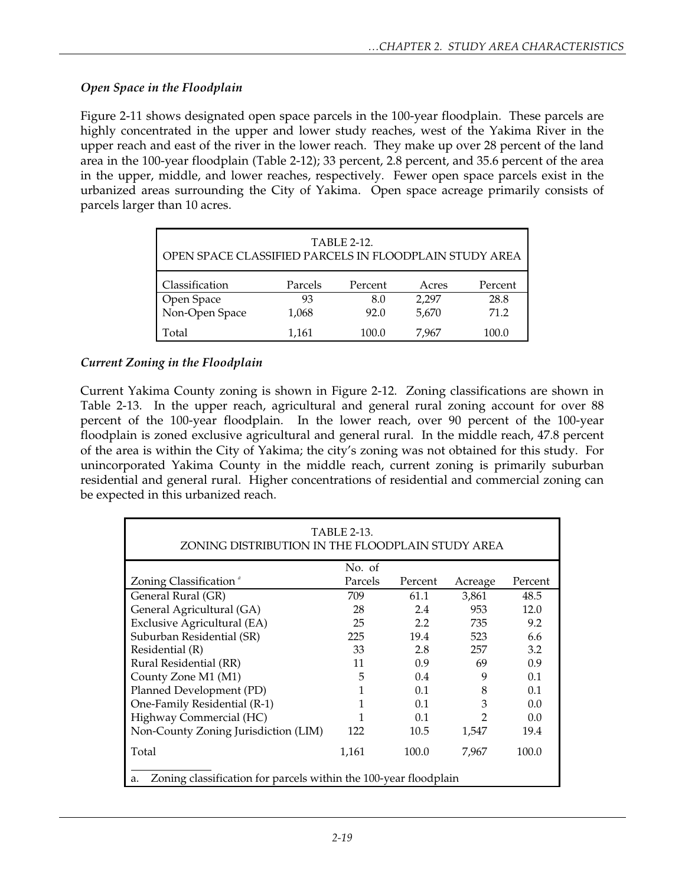### *Open Space in the Floodplain*

Figure 2-11 shows designated open space parcels in the 100-year floodplain. These parcels are highly concentrated in the upper and lower study reaches, west of the Yakima River in the upper reach and east of the river in the lower reach. They make up over 28 percent of the land area in the 100-year floodplain (Table 2-12); 33 percent, 2.8 percent, and 35.6 percent of the area in the upper, middle, and lower reaches, respectively. Fewer open space parcels exist in the urbanized areas surrounding the City of Yakima. Open space acreage primarily consists of parcels larger than 10 acres.

TABLE 2-12.
OPEN SPACE CLASSIFIED PARCELS IN FLOODPLAIN STUDY AREA

| Classification | Parcels | Percent | Acres | Percent |
|---|---|---|---|---|
| Open Space | 93 | 8.0 | 2,297 | 28.8 |
| Non-Open Space | 1,068 | 92.0 | 5,670 | 71.2 |
| Total | 1,161 | 100.0 | 7,967 | 100.0 |

### *Current Zoning in the Floodplain*

Current Yakima County zoning is shown in Figure 2-12. Zoning classifications are shown in Table 2-13. In the upper reach, agricultural and general rural zoning account for over 88 percent of the 100-year floodplain. In the lower reach, over 90 percent of the 100-year floodplain is zoned exclusive agricultural and general rural. In the middle reach, 47.8 percent of the area is within the City of Yakima; the city's zoning was not obtained for this study. For unincorporated Yakima County in the middle reach, current zoning is primarily suburban residential and general rural. Higher concentrations of residential and commercial zoning can be expected in this urbanized reach.

TABLE 2-13.
ZONING DISTRIBUTION IN THE FLOODPLAIN STUDY AREA

| Zoning Classification [a] | No. of Parcels | Percent | Acreage | Percent |
|---|---|---|---|---|
| General Rural (GR) | 709 | 61.1 | 3,861 | 48.5 |
| General Agricultural (GA) | 28 | 2.4 | 953 | 12.0 |
| Exclusive Agricultural (EA) | 25 | 2.2 | 735 | 9.2 |
| Suburban Residential (SR) | 225 | 19.4 | 523 | 6.6 |
| Residential (R) | 33 | 2.8 | 257 | 3.2 |
| Rural Residential (RR) | 11 | 0.9 | 69 | 0.9 |
| County Zone M1 (M1) | 5 | 0.4 | 9 | 0.1 |
| Planned Development (PD) | 1 | 0.1 | 8 | 0.1 |
| One-Family Residential (R-1) | 1 | 0.1 | 3 | 0.0 |
| Highway Commercial (HC) | 1 | 0.1 | 2 | 0.0 |
| Non-County Zoning Jurisdiction (LIM) | 122 | 10.5 | 1,547 | 19.4 |
| Total | 1,161 | 100.0 | 7,967 | 100.0 |

a. Zoning classification for parcels within the 100-year floodplain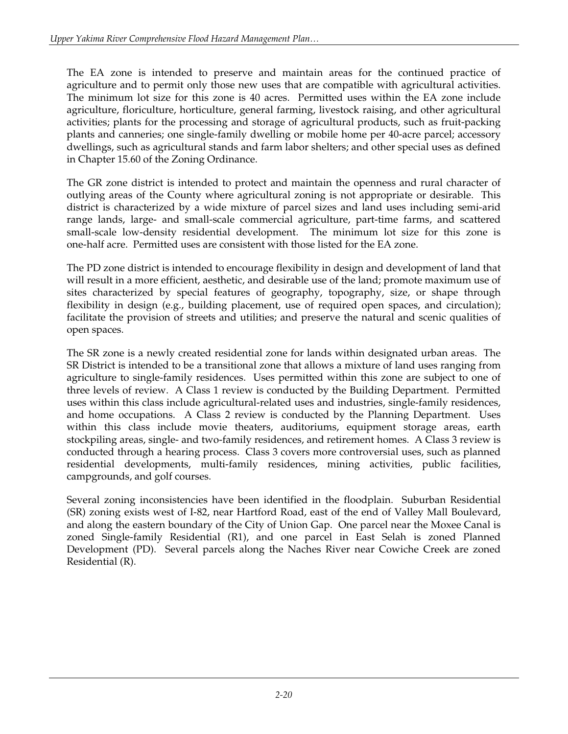The EA zone is intended to preserve and maintain areas for the continued practice of agriculture and to permit only those new uses that are compatible with agricultural activities. The minimum lot size for this zone is 40 acres. Permitted uses within the EA zone include agriculture, floriculture, horticulture, general farming, livestock raising, and other agricultural activities; plants for the processing and storage of agricultural products, such as fruit-packing plants and canneries; one single-family dwelling or mobile home per 40-acre parcel; accessory dwellings, such as agricultural stands and farm labor shelters; and other special uses as defined in Chapter 15.60 of the Zoning Ordinance.

The GR zone district is intended to protect and maintain the openness and rural character of outlying areas of the County where agricultural zoning is not appropriate or desirable. This district is characterized by a wide mixture of parcel sizes and land uses including semi-arid range lands, large- and small-scale commercial agriculture, part-time farms, and scattered small-scale low-density residential development. The minimum lot size for this zone is one-half acre. Permitted uses are consistent with those listed for the EA zone.

The PD zone district is intended to encourage flexibility in design and development of land that will result in a more efficient, aesthetic, and desirable use of the land; promote maximum use of sites characterized by special features of geography, topography, size, or shape through flexibility in design (e.g., building placement, use of required open spaces, and circulation); facilitate the provision of streets and utilities; and preserve the natural and scenic qualities of open spaces.

The SR zone is a newly created residential zone for lands within designated urban areas. The SR District is intended to be a transitional zone that allows a mixture of land uses ranging from agriculture to single-family residences. Uses permitted within this zone are subject to one of three levels of review. A Class 1 review is conducted by the Building Department. Permitted uses within this class include agricultural-related uses and industries, single-family residences, and home occupations. A Class 2 review is conducted by the Planning Department. Uses within this class include movie theaters, auditoriums, equipment storage areas, earth stockpiling areas, single- and two-family residences, and retirement homes. A Class 3 review is conducted through a hearing process. Class 3 covers more controversial uses, such as planned residential developments, multi-family residences, mining activities, public facilities, campgrounds, and golf courses.

Several zoning inconsistencies have been identified in the floodplain. Suburban Residential (SR) zoning exists west of I-82, near Hartford Road, east of the end of Valley Mall Boulevard, and along the eastern boundary of the City of Union Gap. One parcel near the Moxee Canal is zoned Single-family Residential (R1), and one parcel in East Selah is zoned Planned Development (PD). Several parcels along the Naches River near Cowiche Creek are zoned Residential (R).